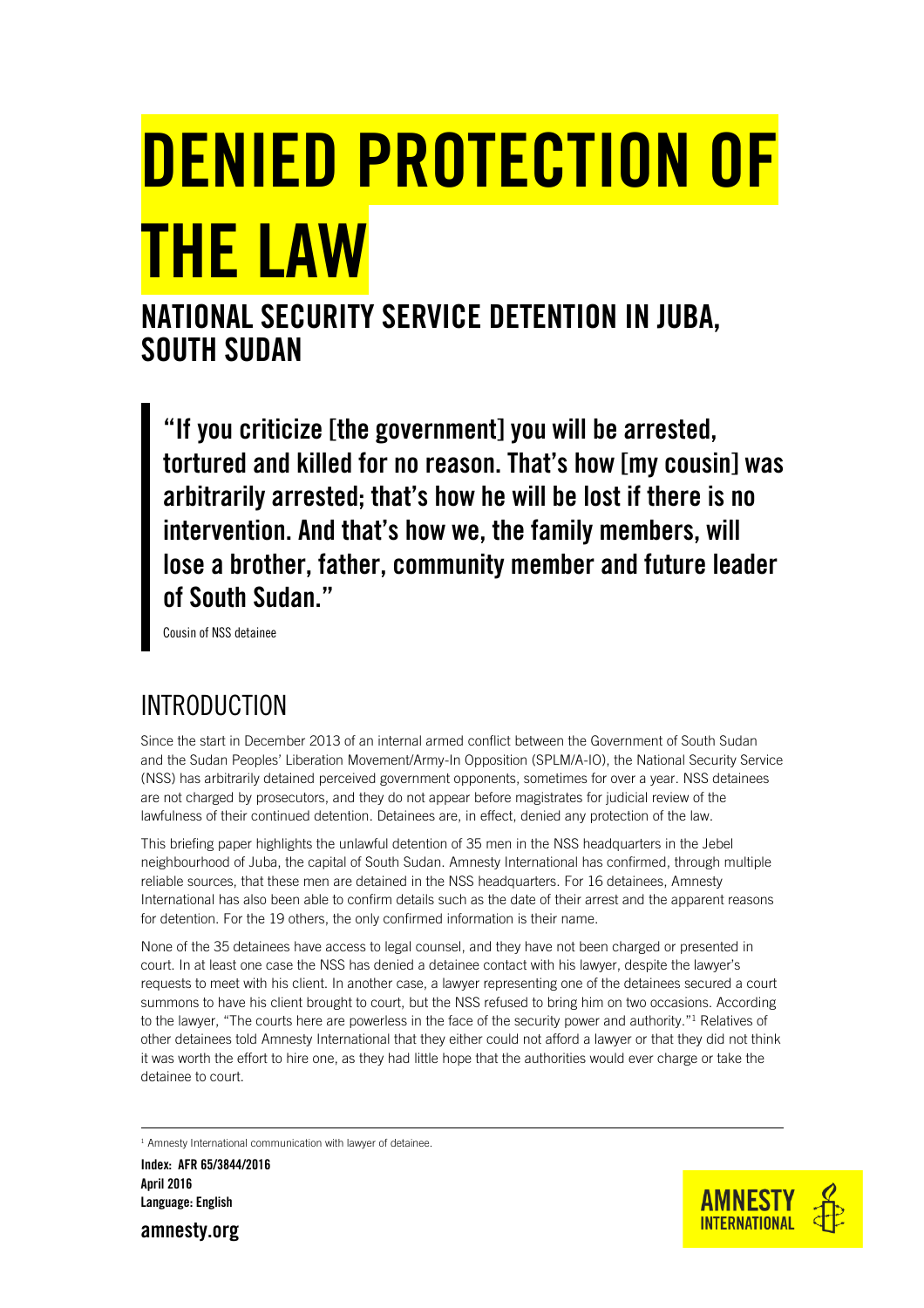# DENIED PROTECTION OF THE LAW

## NATIONAL SECURITY SERVICE DETENTION IN JUBA, SOUTH SUDAN

> **"If you criticize [the government] you will be arrested, tortured and killed for no reason. That's how [my cousin] was arbitrarily arrested; that's how he will be lost if there is no intervention. And that's how we, the family members, will lose a brother, father, community member and future leader of South Sudan."**
>
> Cousin of NSS detainee

## INTRODUCTION

Since the start in December 2013 of an internal armed conflict between the Government of South Sudan and the Sudan Peoples' Liberation Movement/Army-In Opposition (SPLM/A-IO), the National Security Service (NSS) has arbitrarily detained perceived government opponents, sometimes for over a year. NSS detainees are not charged by prosecutors, and they do not appear before magistrates for judicial review of the lawfulness of their continued detention. Detainees are, in effect, denied any protection of the law.

This briefing paper highlights the unlawful detention of 35 men in the NSS headquarters in the Jebel neighbourhood of Juba, the capital of South Sudan. Amnesty International has confirmed, through multiple reliable sources, that these men are detained in the NSS headquarters. For 16 detainees, Amnesty International has also been able to confirm details such as the date of their arrest and the apparent reasons for detention. For the 19 others, the only confirmed information is their name.

None of the 35 detainees have access to legal counsel, and they have not been charged or presented in court. In at least one case the NSS has denied a detainee contact with his lawyer, despite the lawyer's requests to meet with his client. In another case, a lawyer representing one of the detainees secured a court summons to have his client brought to court, but the NSS refused to bring him on two occasions. According to the lawyer, "The courts here are powerless in the face of the security power and authority."[1] Relatives of other detainees told Amnesty International that they either could not afford a lawyer or that they did not think it was worth the effort to hire one, as they had little hope that the authorities would ever charge or take the detainee to court.

---

[1] Amnesty International communication with lawyer of detainee.

**Index: AFR 65/3844/2016**
**April 2016**
**Language: English**

**amnesty.org**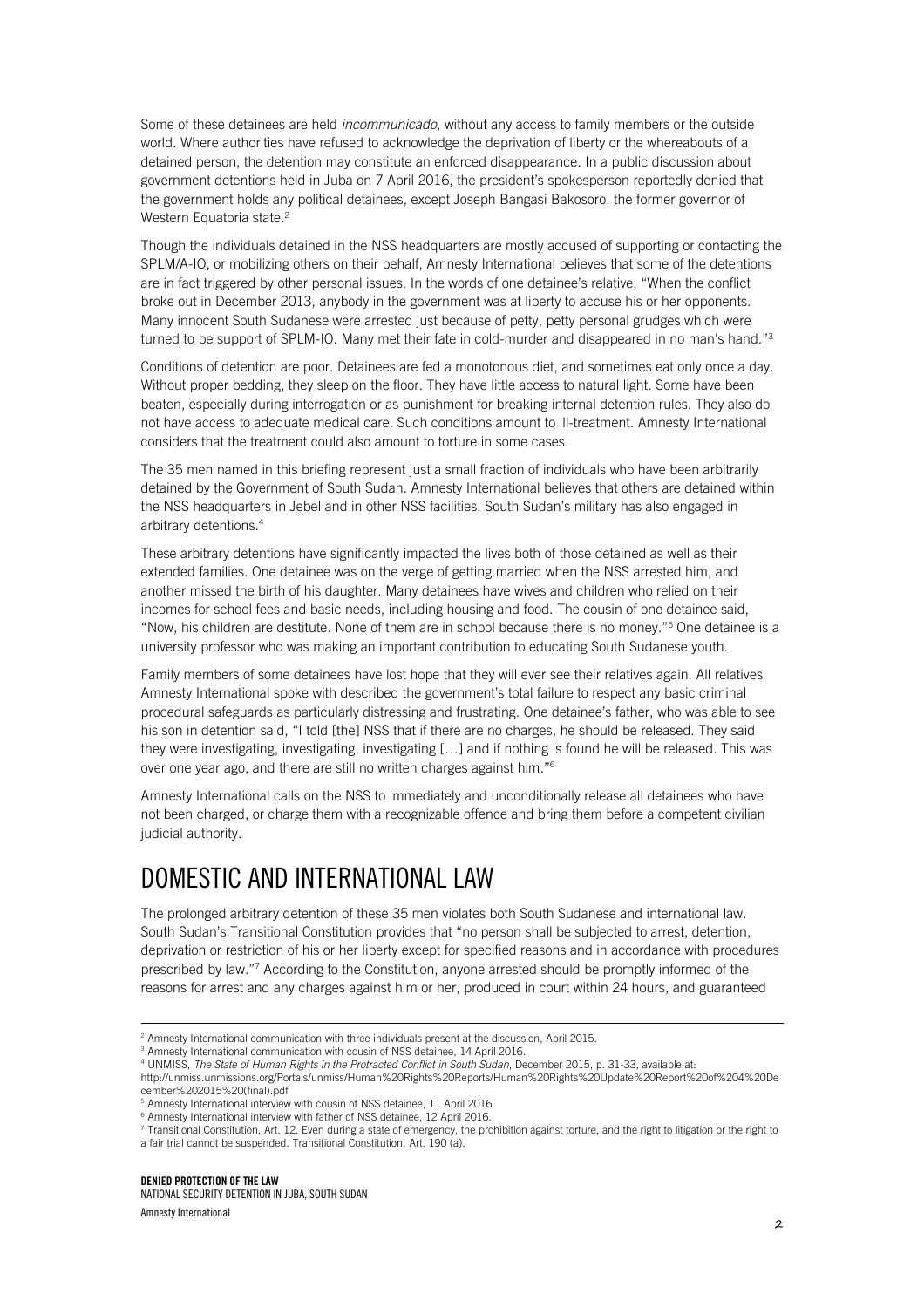Some of these detainees are held *incommunicado*, without any access to family members or the outside world. Where authorities have refused to acknowledge the deprivation of liberty or the whereabouts of a detained person, the detention may constitute an enforced disappearance. In a public discussion about government detentions held in Juba on 7 April 2016, the president's spokesperson reportedly denied that the government holds any political detainees, except Joseph Bangasi Bakosoro, the former governor of Western Equatoria state.[2]

Though the individuals detained in the NSS headquarters are mostly accused of supporting or contacting the SPLM/A-IO, or mobilizing others on their behalf, Amnesty International believes that some of the detentions are in fact triggered by other personal issues. In the words of one detainee's relative, "When the conflict broke out in December 2013, anybody in the government was at liberty to accuse his or her opponents. Many innocent South Sudanese were arrested just because of petty, petty personal grudges which were turned to be support of SPLM-IO. Many met their fate in cold-murder and disappeared in no man's hand."[3]

Conditions of detention are poor. Detainees are fed a monotonous diet, and sometimes eat only once a day. Without proper bedding, they sleep on the floor. They have little access to natural light. Some have been beaten, especially during interrogation or as punishment for breaking internal detention rules. They also do not have access to adequate medical care. Such conditions amount to ill-treatment. Amnesty International considers that the treatment could also amount to torture in some cases.

The 35 men named in this briefing represent just a small fraction of individuals who have been arbitrarily detained by the Government of South Sudan. Amnesty International believes that others are detained within the NSS headquarters in Jebel and in other NSS facilities. South Sudan's military has also engaged in arbitrary detentions.[4]

These arbitrary detentions have significantly impacted the lives both of those detained as well as their extended families. One detainee was on the verge of getting married when the NSS arrested him, and another missed the birth of his daughter. Many detainees have wives and children who relied on their incomes for school fees and basic needs, including housing and food. The cousin of one detainee said, "Now, his children are destitute. None of them are in school because there is no money."[5] One detainee is a university professor who was making an important contribution to educating South Sudanese youth.

Family members of some detainees have lost hope that they will ever see their relatives again. All relatives Amnesty International spoke with described the government's total failure to respect any basic criminal procedural safeguards as particularly distressing and frustrating. One detainee's father, who was able to see his son in detention said, "I told [the] NSS that if there are no charges, he should be released. They said they were investigating, investigating, investigating [...] and if nothing is found he will be released. This was over one year ago, and there are still no written charges against him."[6]

Amnesty International calls on the NSS to immediately and unconditionally release all detainees who have not been charged, or charge them with a recognizable offence and bring them before a competent civilian judicial authority.

## DOMESTIC AND INTERNATIONAL LAW

The prolonged arbitrary detention of these 35 men violates both South Sudanese and international law. South Sudan's Transitional Constitution provides that "no person shall be subjected to arrest, detention, deprivation or restriction of his or her liberty except for specified reasons and in accordance with procedures prescribed by law."[7] According to the Constitution, anyone arrested should be promptly informed of the reasons for arrest and any charges against him or her, produced in court within 24 hours, and guaranteed

---

[2] Amnesty International communication with three individuals present at the discussion, April 2015.

[3] Amnesty International communication with cousin of NSS detainee, 14 April 2016.

[4] UNMISS, *The State of Human Rights in the Protracted Conflict in South Sudan*, December 2015, p. 31-33, available at: http://unmiss.unmissions.org/Portals/unmiss/Human%20Rights%20Reports/Human%20Rights%20Update%20Report%20of%204%20December%202015%20(final).pdf

[5] Amnesty International interview with cousin of NSS detainee, 11 April 2016.

[6] Amnesty International interview with father of NSS detainee, 12 April 2016.

[7] Transitional Constitution, Art. 12. Even during a state of emergency, the prohibition against torture, and the right to litigation or the right to a fair trial cannot be suspended. Transitional Constitution, Art. 190 (a).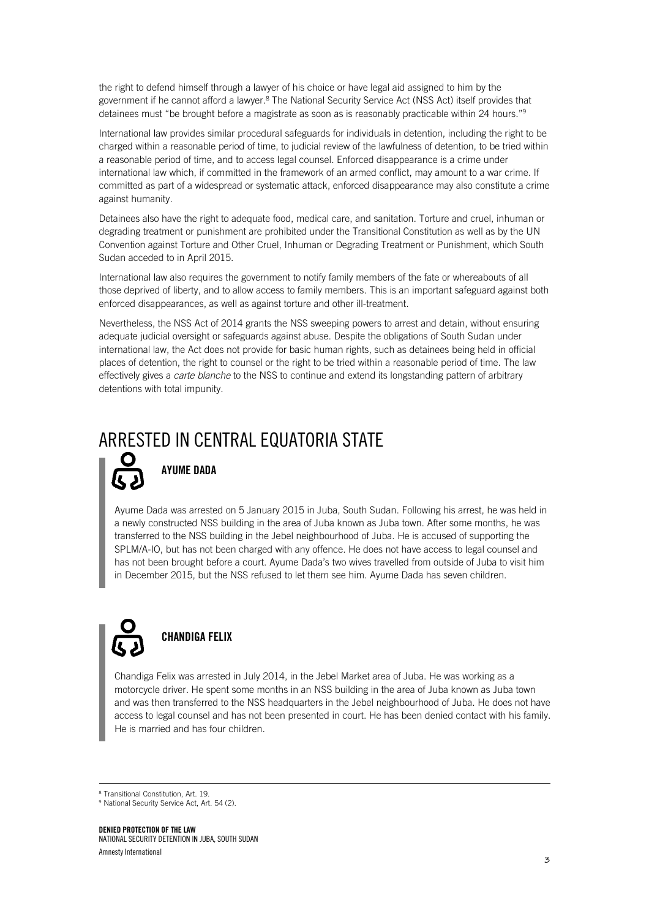the right to defend himself through a lawyer of his choice or have legal aid assigned to him by the government if he cannot afford a lawyer.[8] The National Security Service Act (NSS Act) itself provides that detainees must "be brought before a magistrate as soon as is reasonably practicable within 24 hours."[9]

International law provides similar procedural safeguards for individuals in detention, including the right to be charged within a reasonable period of time, to judicial review of the lawfulness of detention, to be tried within a reasonable period of time, and to access legal counsel. Enforced disappearance is a crime under international law which, if committed in the framework of an armed conflict, may amount to a war crime. If committed as part of a widespread or systematic attack, enforced disappearance may also constitute a crime against humanity.

Detainees also have the right to adequate food, medical care, and sanitation. Torture and cruel, inhuman or degrading treatment or punishment are prohibited under the Transitional Constitution as well as by the UN Convention against Torture and Other Cruel, Inhuman or Degrading Treatment or Punishment, which South Sudan acceded to in April 2015.

International law also requires the government to notify family members of the fate or whereabouts of all those deprived of liberty, and to allow access to family members. This is an important safeguard against both enforced disappearances, as well as against torture and other ill-treatment.

Nevertheless, the NSS Act of 2014 grants the NSS sweeping powers to arrest and detain, without ensuring adequate judicial oversight or safeguards against abuse. Despite the obligations of South Sudan under international law, the Act does not provide for basic human rights, such as detainees being held in official places of detention, the right to counsel or the right to be tried within a reasonable period of time. The law effectively gives a *carte blanche* to the NSS to continue and extend its longstanding pattern of arbitrary detentions with total impunity.

# ARRESTED IN CENTRAL EQUATORIA STATE

### AYUME DADA

Ayume Dada was arrested on 5 January 2015 in Juba, South Sudan. Following his arrest, he was held in a newly constructed NSS building in the area of Juba known as Juba town. After some months, he was transferred to the NSS building in the Jebel neighbourhood of Juba. He is accused of supporting the SPLM/A-IO, but has not been charged with any offence. He does not have access to legal counsel and has not been brought before a court. Ayume Dada's two wives travelled from outside of Juba to visit him in December 2015, but the NSS refused to let them see him. Ayume Dada has seven children.

### CHANDIGA FELIX

Chandiga Felix was arrested in July 2014, in the Jebel Market area of Juba. He was working as a motorcycle driver. He spent some months in an NSS building in the area of Juba known as Juba town and was then transferred to the NSS headquarters in the Jebel neighbourhood of Juba. He does not have access to legal counsel and has not been presented in court. He has been denied contact with his family. He is married and has four children.

---

[8] Transitional Constitution, Art. 19.

[9] National Security Service Act, Art. 54 (2).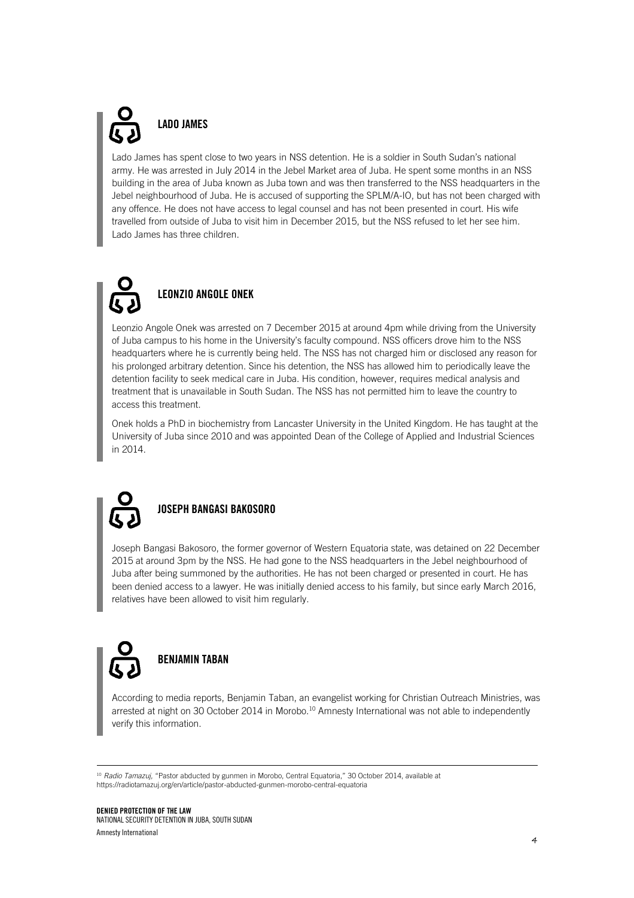## LADO JAMES

Lado James has spent close to two years in NSS detention. He is a soldier in South Sudan's national army. He was arrested in July 2014 in the Jebel Market area of Juba. He spent some months in an NSS building in the area of Juba known as Juba town and was then transferred to the NSS headquarters in the Jebel neighbourhood of Juba. He is accused of supporting the SPLM/A-IO, but has not been charged with any offence. He does not have access to legal counsel and has not been presented in court. His wife travelled from outside of Juba to visit him in December 2015, but the NSS refused to let her see him. Lado James has three children.

## LEONZIO ANGOLE ONEK

Leonzio Angole Onek was arrested on 7 December 2015 at around 4pm while driving from the University of Juba campus to his home in the University's faculty compound. NSS officers drove him to the NSS headquarters where he is currently being held. The NSS has not charged him or disclosed any reason for his prolonged arbitrary detention. Since his detention, the NSS has allowed him to periodically leave the detention facility to seek medical care in Juba. His condition, however, requires medical analysis and treatment that is unavailable in South Sudan. The NSS has not permitted him to leave the country to access this treatment.

Onek holds a PhD in biochemistry from Lancaster University in the United Kingdom. He has taught at the University of Juba since 2010 and was appointed Dean of the College of Applied and Industrial Sciences in 2014.

## JOSEPH BANGASI BAKOSORO

Joseph Bangasi Bakosoro, the former governor of Western Equatoria state, was detained on 22 December 2015 at around 3pm by the NSS. He had gone to the NSS headquarters in the Jebel neighbourhood of Juba after being summoned by the authorities. He has not been charged or presented in court. He has been denied access to a lawyer. He was initially denied access to his family, but since early March 2016, relatives have been allowed to visit him regularly.

## BENJAMIN TABAN

According to media reports, Benjamin Taban, an evangelist working for Christian Outreach Ministries, was arrested at night on 30 October 2014 in Morobo.[10] Amnesty International was not able to independently verify this information.

---

[10] *Radio Tamazuj*, "Pastor abducted by gunmen in Morobo, Central Equatoria," 30 October 2014, available at https://radiotamazuj.org/en/article/pastor-abducted-gunmen-morobo-central-equatoria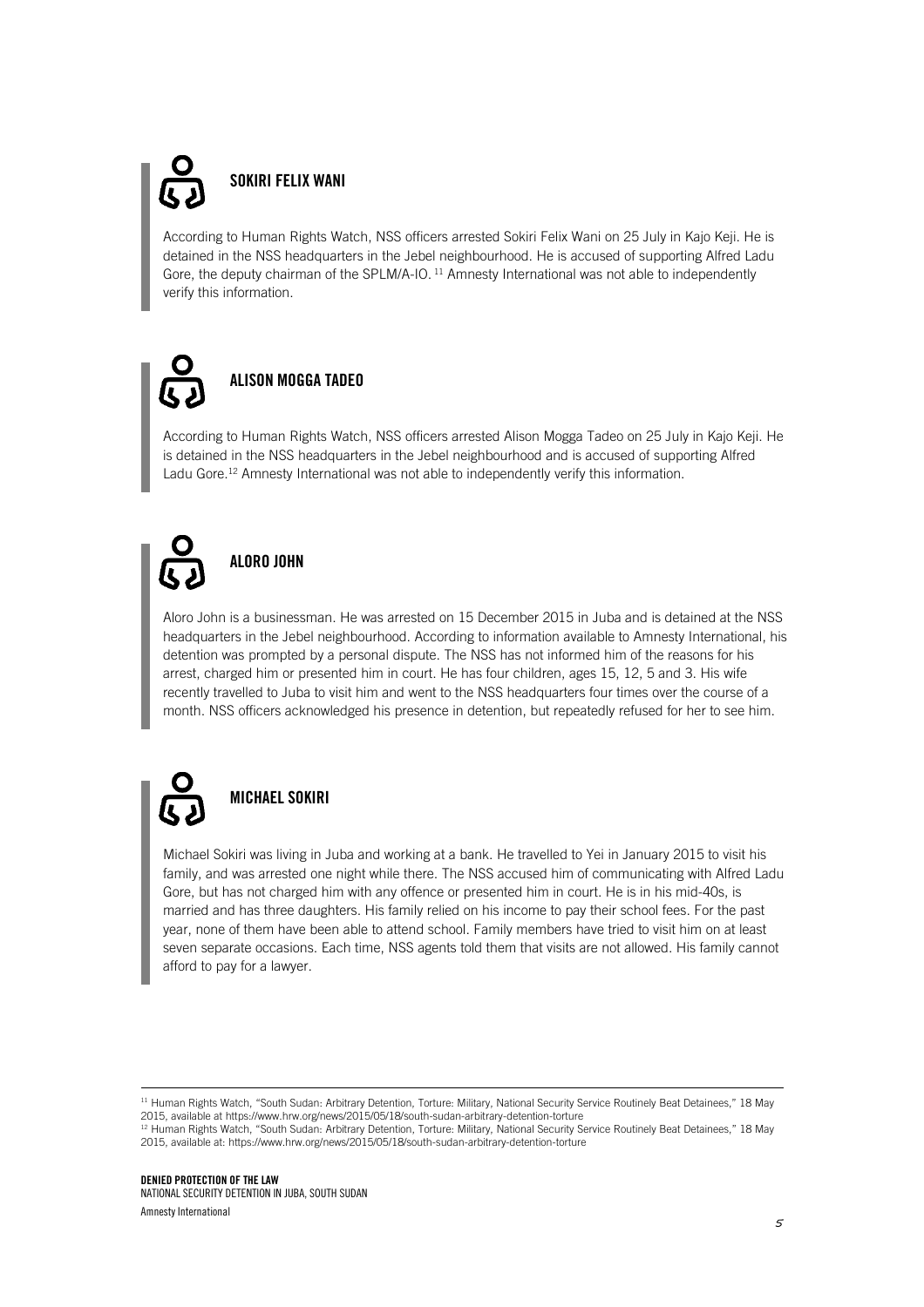### SOKIRI FELIX WANI

According to Human Rights Watch, NSS officers arrested Sokiri Felix Wani on 25 July in Kajo Keji. He is detained in the NSS headquarters in the Jebel neighbourhood. He is accused of supporting Alfred Ladu Gore, the deputy chairman of the SPLM/A-IO.[11] Amnesty International was not able to independently verify this information.

### ALISON MOGGA TADEO

According to Human Rights Watch, NSS officers arrested Alison Mogga Tadeo on 25 July in Kajo Keji. He is detained in the NSS headquarters in the Jebel neighbourhood and is accused of supporting Alfred Ladu Gore.[12] Amnesty International was not able to independently verify this information.

### ALORO JOHN

Aloro John is a businessman. He was arrested on 15 December 2015 in Juba and is detained at the NSS headquarters in the Jebel neighbourhood. According to information available to Amnesty International, his detention was prompted by a personal dispute. The NSS has not informed him of the reasons for his arrest, charged him or presented him in court. He has four children, ages 15, 12, 5 and 3. His wife recently travelled to Juba to visit him and went to the NSS headquarters four times over the course of a month. NSS officers acknowledged his presence in detention, but repeatedly refused for her to see him.

### MICHAEL SOKIRI

Michael Sokiri was living in Juba and working at a bank. He travelled to Yei in January 2015 to visit his family, and was arrested one night while there. The NSS accused him of communicating with Alfred Ladu Gore, but has not charged him with any offence or presented him in court. He is in his mid-40s, is married and has three daughters. His family relied on his income to pay their school fees. For the past year, none of them have been able to attend school. Family members have tried to visit him on at least seven separate occasions. Each time, NSS agents told them that visits are not allowed. His family cannot afford to pay for a lawyer.

---

[11] Human Rights Watch, "South Sudan: Arbitrary Detention, Torture: Military, National Security Service Routinely Beat Detainees," 18 May 2015, available at https://www.hrw.org/news/2015/05/18/south-sudan-arbitrary-detention-torture

[12] Human Rights Watch, "South Sudan: Arbitrary Detention, Torture: Military, National Security Service Routinely Beat Detainees," 18 May 2015, available at: https://www.hrw.org/news/2015/05/18/south-sudan-arbitrary-detention-torture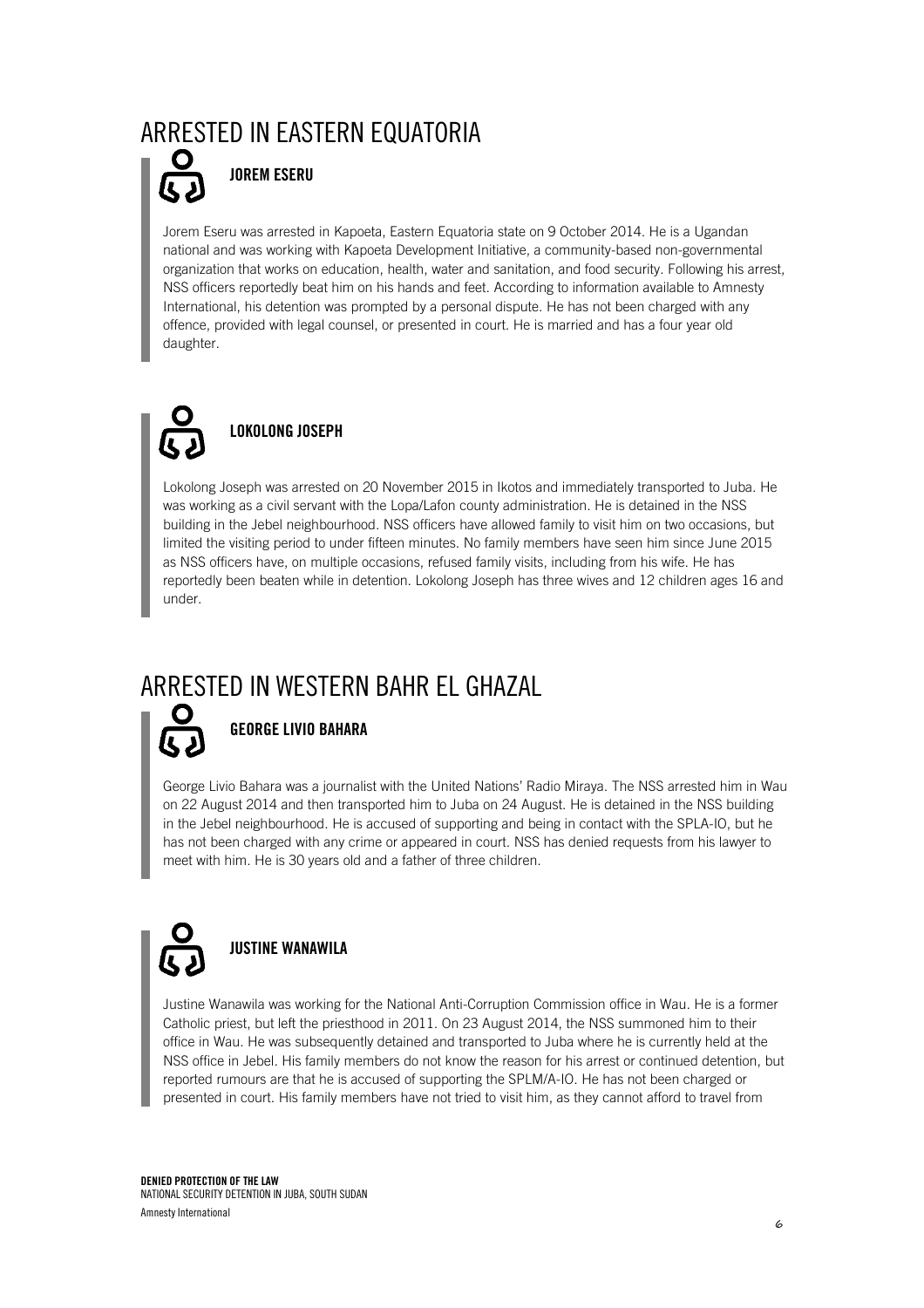# ARRESTED IN EASTERN EQUATORIA

### JOREM ESERU

Jorem Eseru was arrested in Kapoeta, Eastern Equatoria state on 9 October 2014. He is a Ugandan national and was working with Kapoeta Development Initiative, a community-based non-governmental organization that works on education, health, water and sanitation, and food security. Following his arrest, NSS officers reportedly beat him on his hands and feet. According to information available to Amnesty International, his detention was prompted by a personal dispute. He has not been charged with any offence, provided with legal counsel, or presented in court. He is married and has a four year old daughter.

### LOKOLONG JOSEPH

Lokolong Joseph was arrested on 20 November 2015 in Ikotos and immediately transported to Juba. He was working as a civil servant with the Lopa/Lafon county administration. He is detained in the NSS building in the Jebel neighbourhood. NSS officers have allowed family to visit him on two occasions, but limited the visiting period to under fifteen minutes. No family members have seen him since June 2015 as NSS officers have, on multiple occasions, refused family visits, including from his wife. He has reportedly been beaten while in detention. Lokolong Joseph has three wives and 12 children ages 16 and under.

# ARRESTED IN WESTERN BAHR EL GHAZAL

### GEORGE LIVIO BAHARA

George Livio Bahara was a journalist with the United Nations' Radio Miraya. The NSS arrested him in Wau on 22 August 2014 and then transported him to Juba on 24 August. He is detained in the NSS building in the Jebel neighbourhood. He is accused of supporting and being in contact with the SPLA-IO, but he has not been charged with any crime or appeared in court. NSS has denied requests from his lawyer to meet with him. He is 30 years old and a father of three children.

### JUSTINE WANAWILA

Justine Wanawila was working for the National Anti-Corruption Commission office in Wau. He is a former Catholic priest, but left the priesthood in 2011. On 23 August 2014, the NSS summoned him to their office in Wau. He was subsequently detained and transported to Juba where he is currently held at the NSS office in Jebel. His family members do not know the reason for his arrest or continued detention, but reported rumours are that he is accused of supporting the SPLM/A-IO. He has not been charged or presented in court. His family members have not tried to visit him, as they cannot afford to travel from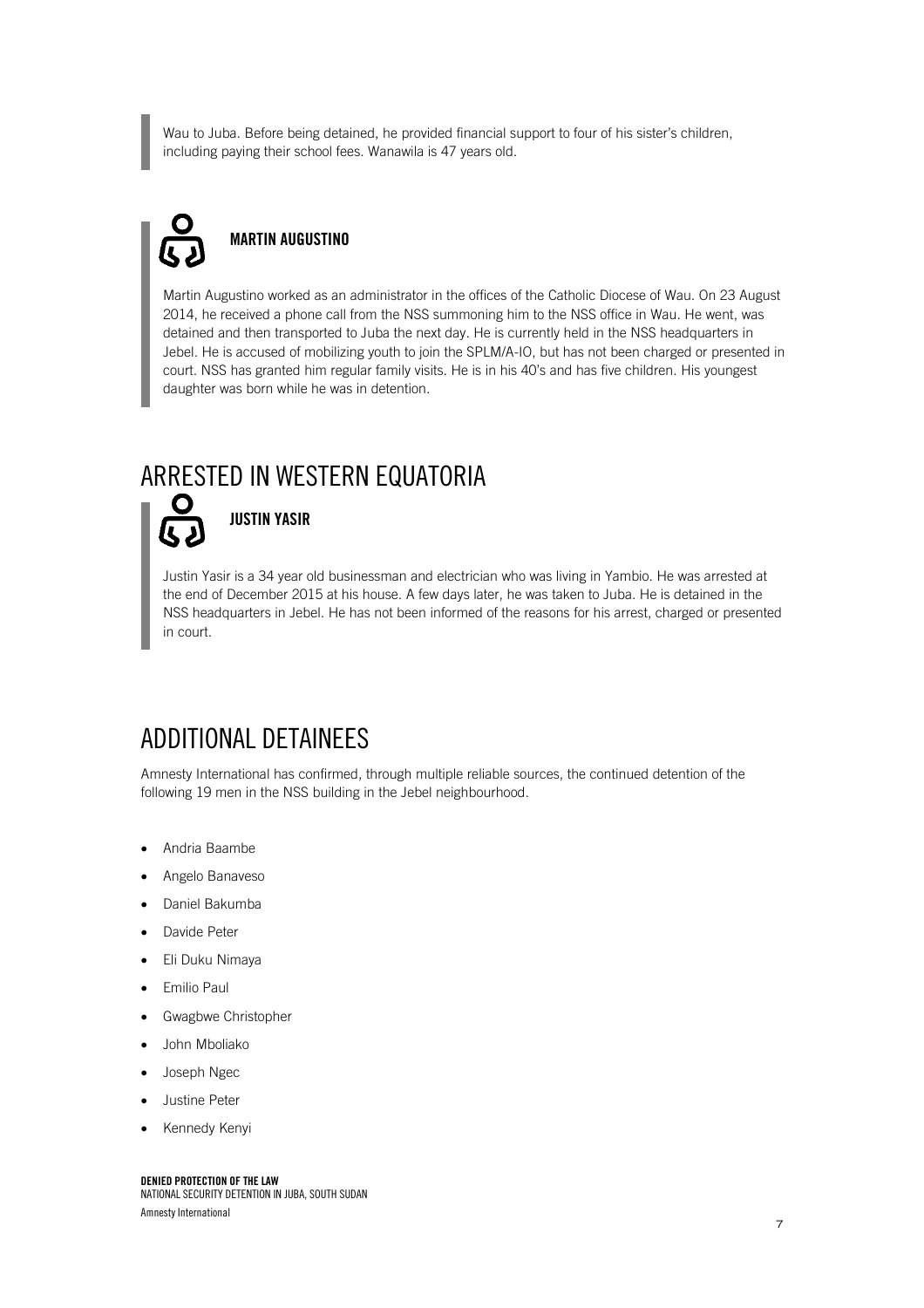Wau to Juba. Before being detained, he provided financial support to four of his sister's children, including paying their school fees. Wanawila is 47 years old.

### MARTIN AUGUSTINO

Martin Augustino worked as an administrator in the offices of the Catholic Diocese of Wau. On 23 August 2014, he received a phone call from the NSS summoning him to the NSS office in Wau. He went, was detained and then transported to Juba the next day. He is currently held in the NSS headquarters in Jebel. He is accused of mobilizing youth to join the SPLM/A-IO, but has not been charged or presented in court. NSS has granted him regular family visits. He is in his 40's and has five children. His youngest daughter was born while he was in detention.

## ARRESTED IN WESTERN EQUATORIA

### JUSTIN YASIR

Justin Yasir is a 34 year old businessman and electrician who was living in Yambio. He was arrested at the end of December 2015 at his house. A few days later, he was taken to Juba. He is detained in the NSS headquarters in Jebel. He has not been informed of the reasons for his arrest, charged or presented in court.

## ADDITIONAL DETAINEES

Amnesty International has confirmed, through multiple reliable sources, the continued detention of the following 19 men in the NSS building in the Jebel neighbourhood.

- Andria Baambe
- Angelo Banaveso
- Daniel Bakumba
- Davide Peter
- Eli Duku Nimaya
- Emilio Paul
- Gwagbwe Christopher
- John Mboliako
- Joseph Ngec
- Justine Peter
- Kennedy Kenyi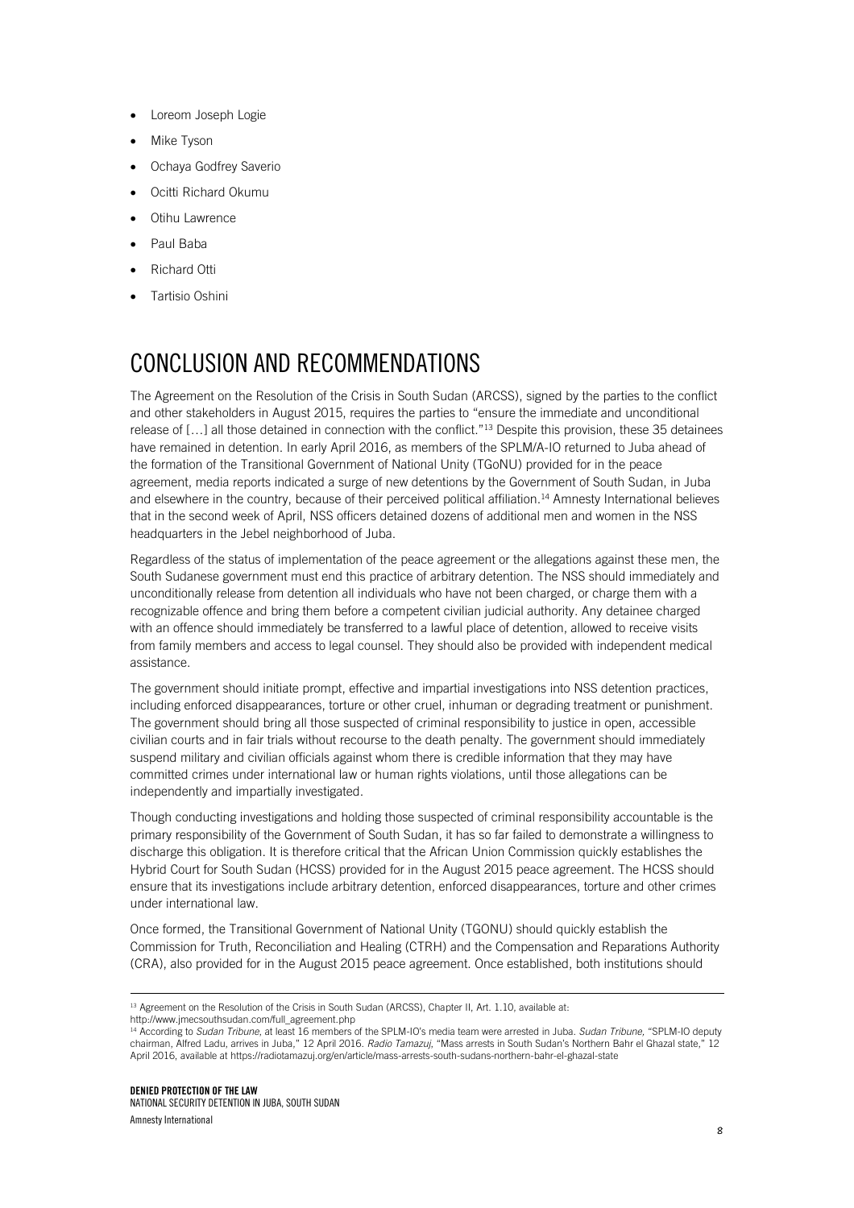- Loreom Joseph Logie
- Mike Tyson
- Ochaya Godfrey Saverio
- Ocitti Richard Okumu
- Otihu Lawrence
- Paul Baba
- Richard Otti
- Tartisio Oshini

# CONCLUSION AND RECOMMENDATIONS

The Agreement on the Resolution of the Crisis in South Sudan (ARCSS), signed by the parties to the conflict and other stakeholders in August 2015, requires the parties to "ensure the immediate and unconditional release of […] all those detained in connection with the conflict."[13] Despite this provision, these 35 detainees have remained in detention. In early April 2016, as members of the SPLM/A-IO returned to Juba ahead of the formation of the Transitional Government of National Unity (TGoNU) provided for in the peace agreement, media reports indicated a surge of new detentions by the Government of South Sudan, in Juba and elsewhere in the country, because of their perceived political affiliation.[14] Amnesty International believes that in the second week of April, NSS officers detained dozens of additional men and women in the NSS headquarters in the Jebel neighborhood of Juba.

Regardless of the status of implementation of the peace agreement or the allegations against these men, the South Sudanese government must end this practice of arbitrary detention. The NSS should immediately and unconditionally release from detention all individuals who have not been charged, or charge them with a recognizable offence and bring them before a competent civilian judicial authority. Any detainee charged with an offence should immediately be transferred to a lawful place of detention, allowed to receive visits from family members and access to legal counsel. They should also be provided with independent medical assistance.

The government should initiate prompt, effective and impartial investigations into NSS detention practices, including enforced disappearances, torture or other cruel, inhuman or degrading treatment or punishment. The government should bring all those suspected of criminal responsibility to justice in open, accessible civilian courts and in fair trials without recourse to the death penalty. The government should immediately suspend military and civilian officials against whom there is credible information that they may have committed crimes under international law or human rights violations, until those allegations can be independently and impartially investigated.

Though conducting investigations and holding those suspected of criminal responsibility accountable is the primary responsibility of the Government of South Sudan, it has so far failed to demonstrate a willingness to discharge this obligation. It is therefore critical that the African Union Commission quickly establishes the Hybrid Court for South Sudan (HCSS) provided for in the August 2015 peace agreement. The HCSS should ensure that its investigations include arbitrary detention, enforced disappearances, torture and other crimes under international law.

Once formed, the Transitional Government of National Unity (TGONU) should quickly establish the Commission for Truth, Reconciliation and Healing (CTRH) and the Compensation and Reparations Authority (CRA), also provided for in the August 2015 peace agreement. Once established, both institutions should

---

[13] Agreement on the Resolution of the Crisis in South Sudan (ARCSS), Chapter II, Art. 1.10, available at: http://www.jmecsouthsudan.com/full_agreement.php

[14] According to *Sudan Tribune*, at least 16 members of the SPLM-IO's media team were arrested in Juba. *Sudan Tribune*, "SPLM-IO deputy chairman, Alfred Ladu, arrives in Juba," 12 April 2016. *Radio Tamazuj*, "Mass arrests in South Sudan's Northern Bahr el Ghazal state," 12 April 2016, available at https://radiotamazuj.org/en/article/mass-arrests-south-sudans-northern-bahr-el-ghazal-state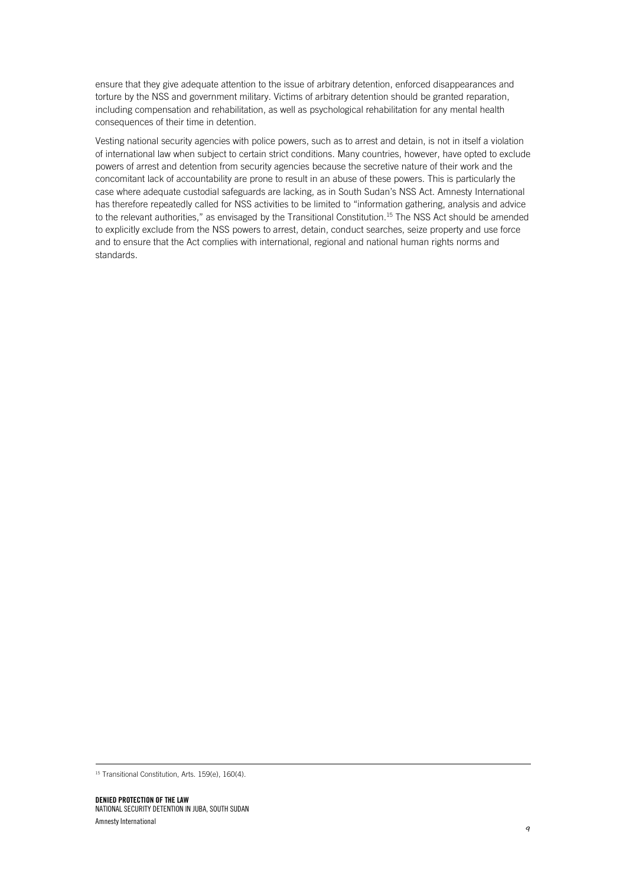ensure that they give adequate attention to the issue of arbitrary detention, enforced disappearances and torture by the NSS and government military. Victims of arbitrary detention should be granted reparation, including compensation and rehabilitation, as well as psychological rehabilitation for any mental health consequences of their time in detention.

Vesting national security agencies with police powers, such as to arrest and detain, is not in itself a violation of international law when subject to certain strict conditions. Many countries, however, have opted to exclude powers of arrest and detention from security agencies because the secretive nature of their work and the concomitant lack of accountability are prone to result in an abuse of these powers. This is particularly the case where adequate custodial safeguards are lacking, as in South Sudan's NSS Act. Amnesty International has therefore repeatedly called for NSS activities to be limited to "information gathering, analysis and advice to the relevant authorities," as envisaged by the Transitional Constitution.[15] The NSS Act should be amended to explicitly exclude from the NSS powers to arrest, detain, conduct searches, seize property and use force and to ensure that the Act complies with international, regional and national human rights norms and standards.

[15] Transitional Constitution, Arts. 159(e), 160(4).